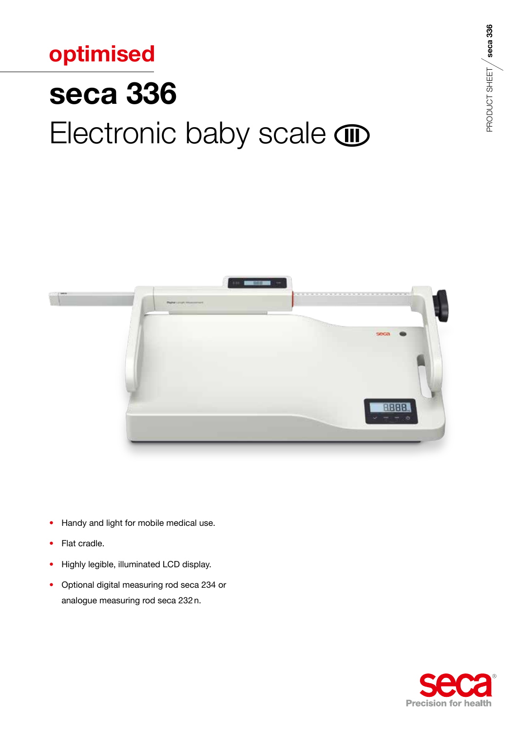optimised

# seca 336

## Electronic baby scale

- Handy and light for mobile medical use.
- Flat cradle.
- Highly legible, illuminated LCD display.
- Optional digital measuring rod seca 234 or analogue measuring rod seca 232 n.

seca
Precision for health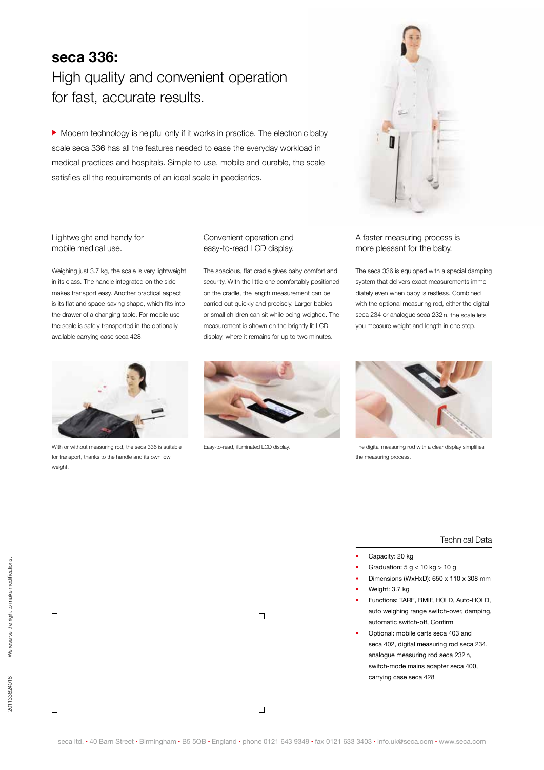# seca 336:

## High quality and convenient operation for fast, accurate results.

▶ Modern technology is helpful only if it works in practice. The electronic baby scale seca 336 has all the features needed to ease the everyday workload in medical practices and hospitals. Simple to use, mobile and durable, the scale satisfies all the requirements of an ideal scale in paediatrics.

### Lightweight and handy for mobile medical use.

Weighing just 3.7 kg, the scale is very lightweight in its class. The handle integrated on the side makes transport easy. Another practical aspect is its flat and space-saving shape, which fits into the drawer of a changing table. For mobile use the scale is safely transported in the optionally available carrying case seca 428.

### Convenient operation and easy-to-read LCD display.

The spacious, flat cradle gives baby comfort and security. With the little one comfortably positioned on the cradle, the length measurement can be carried out quickly and precisely. Larger babies or small children can sit while being weighed. The measurement is shown on the brightly lit LCD display, where it remains for up to two minutes.

### A faster measuring process is more pleasant for the baby.

The seca 336 is equipped with a special damping system that delivers exact measurements immediately even when baby is restless. Combined with the optional measuring rod, either the digital seca 234 or analogue seca 232 n, the scale lets you measure weight and length in one step.

With or without measuring rod, the seca 336 is suitable for transport, thanks to the handle and its own low weight.

Easy-to-read, illuminated LCD display.

The digital measuring rod with a clear display simplifies the measuring process.

### Technical Data

- Capacity: 20 kg
- Graduation: 5 g < 10 kg > 10 g
- Dimensions (WxHxD): 650 x 110 x 308 mm
- Weight: 3.7 kg
- Functions: TARE, BMIF, HOLD, Auto-HOLD, auto weighing range switch-over, damping, automatic switch-off, Confirm
- Optional: mobile carts seca 403 and seca 402, digital measuring rod seca 234, analogue measuring rod seca 232 n, switch-mode mains adapter seca 400, carrying case seca 428

We reserve the right to make modifications.

201133624018

seca ltd. • 40 Barn Street • Birmingham • B5 5QB • England • phone 0121 643 9349 • fax 0121 633 3403 • info.uk@seca.com • www.seca.com